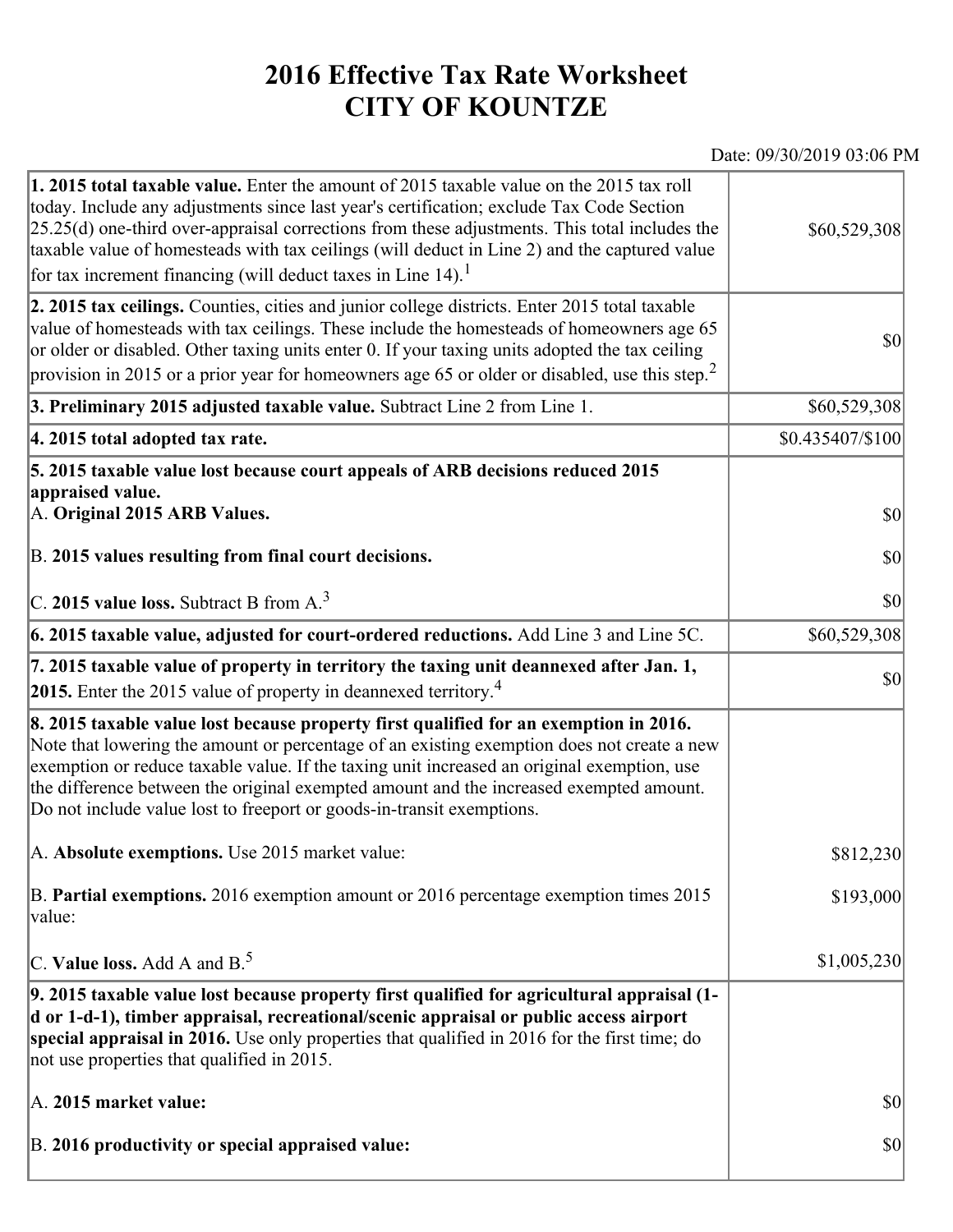# 2016 Effective Tax Rate Worksheet
# CITY OF KOUNTZE

Date: 09/30/2019 03:06 PM

| Description | Amount |
|---|---|
| **1. 2015 total taxable value.** Enter the amount of 2015 taxable value on the 2015 tax roll today. Include any adjustments since last year's certification; exclude Tax Code Section 25.25(d) one-third over-appraisal corrections from these adjustments. This total includes the taxable value of homesteads with tax ceilings (will deduct in Line 2) and the captured value for tax increment financing (will deduct taxes in Line 14).[1] | $60,529,308 |
| **2. 2015 tax ceilings.** Counties, cities and junior college districts. Enter 2015 total taxable value of homesteads with tax ceilings. These include the homesteads of homeowners age 65 or older or disabled. Other taxing units enter 0. If your taxing units adopted the tax ceiling provision in 2015 or a prior year for homeowners age 65 or older or disabled, use this step.[2] | $0 |
| **3. Preliminary 2015 adjusted taxable value.** Subtract Line 2 from Line 1. | $60,529,308 |
| **4. 2015 total adopted tax rate.** | $0.435407/$100 |
| **5. 2015 taxable value lost because court appeals of ARB decisions reduced 2015 appraised value.** | |
| A. **Original 2015 ARB Values.** | $0 |
| B. **2015 values resulting from final court decisions.** | $0 |
| C. **2015 value loss.** Subtract B from A.[3] | $0 |
| **6. 2015 taxable value, adjusted for court-ordered reductions.** Add Line 3 and Line 5C. | $60,529,308 |
| **7. 2015 taxable value of property in territory the taxing unit deannexed after Jan. 1, 2015.** Enter the 2015 value of property in deannexed territory.[4] | $0 |
| **8. 2015 taxable value lost because property first qualified for an exemption in 2016.** Note that lowering the amount or percentage of an existing exemption does not create a new exemption or reduce taxable value. If the taxing unit increased an original exemption, use the difference between the original exempted amount and the increased exempted amount. Do not include value lost to freeport or goods-in-transit exemptions. | |
| A. **Absolute exemptions.** Use 2015 market value: | $812,230 |
| B. **Partial exemptions.** 2016 exemption amount or 2016 percentage exemption times 2015 value: | $193,000 |
| C. **Value loss.** Add A and B.[5] | $1,005,230 |
| **9. 2015 taxable value lost because property first qualified for agricultural appraisal (1-d or 1-d-1), timber appraisal, recreational/scenic appraisal or public access airport special appraisal in 2016.** Use only properties that qualified in 2016 for the first time; do not use properties that qualified in 2015. | |
| A. **2015 market value:** | $0 |
| B. **2016 productivity or special appraised value:** | $0 |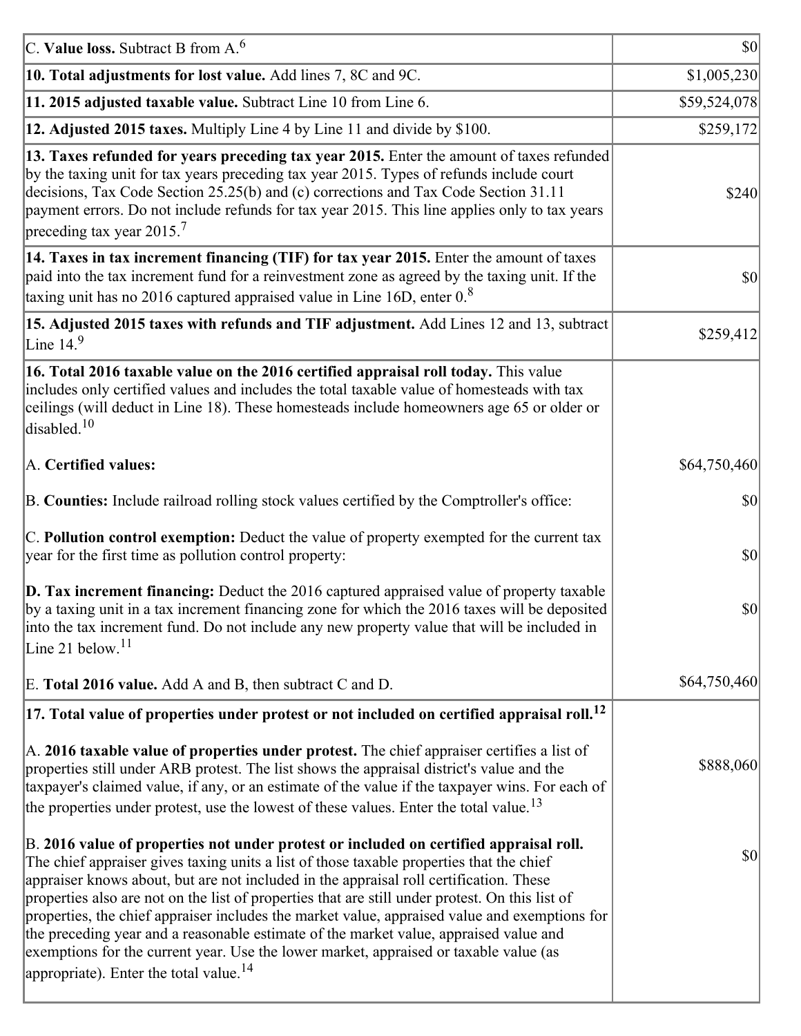| | |
|---|---|
| C. **Value loss.** Subtract B from A.[6] | $0 |
| **10. Total adjustments for lost value.** Add lines 7, 8C and 9C. | $1,005,230 |
| **11. 2015 adjusted taxable value.** Subtract Line 10 from Line 6. | $59,524,078 |
| **12. Adjusted 2015 taxes.** Multiply Line 4 by Line 11 and divide by $100. | $259,172 |
| **13. Taxes refunded for years preceding tax year 2015.** Enter the amount of taxes refunded by the taxing unit for tax years preceding tax year 2015. Types of refunds include court decisions, Tax Code Section 25.25(b) and (c) corrections and Tax Code Section 31.11 payment errors. Do not include refunds for tax year 2015. This line applies only to tax years preceding tax year 2015.[7] | $240 |
| **14. Taxes in tax increment financing (TIF) for tax year 2015.** Enter the amount of taxes paid into the tax increment fund for a reinvestment zone as agreed by the taxing unit. If the taxing unit has no 2016 captured appraised value in Line 16D, enter 0.[8] | $0 |
| **15. Adjusted 2015 taxes with refunds and TIF adjustment.** Add Lines 12 and 13, subtract Line 14.[9] | $259,412 |
| **16. Total 2016 taxable value on the 2016 certified appraisal roll today.** This value includes only certified values and includes the total taxable value of homesteads with tax ceilings (will deduct in Line 18). These homesteads include homeowners age 65 or older or disabled.[10] | |
| A. **Certified values:** | $64,750,460 |
| B. **Counties:** Include railroad rolling stock values certified by the Comptroller's office: | $0 |
| C. **Pollution control exemption:** Deduct the value of property exempted for the current tax year for the first time as pollution control property: | $0 |
| **D. Tax increment financing:** Deduct the 2016 captured appraised value of property taxable by a taxing unit in a tax increment financing zone for which the 2016 taxes will be deposited into the tax increment fund. Do not include any new property value that will be included in Line 21 below.[11] | $0 |
| E. **Total 2016 value.** Add A and B, then subtract C and D. | $64,750,460 |
| **17. Total value of properties under protest or not included on certified appraisal roll.[12]** | |
| A. **2016 taxable value of properties under protest.** The chief appraiser certifies a list of properties still under ARB protest. The list shows the appraisal district's value and the taxpayer's claimed value, if any, or an estimate of the value if the taxpayer wins. For each of the properties under protest, use the lowest of these values. Enter the total value.[13] | $888,060 |
| B. **2016 value of properties not under protest or included on certified appraisal roll.** The chief appraiser gives taxing units a list of those taxable properties that the chief appraiser knows about, but are not included in the appraisal roll certification. These properties also are not on the list of properties that are still under protest. On this list of properties, the chief appraiser includes the market value, appraised value and exemptions for the preceding year and a reasonable estimate of the market value, appraised value and exemptions for the current year. Use the lower market, appraised or taxable value (as appropriate). Enter the total value.[14] | $0 |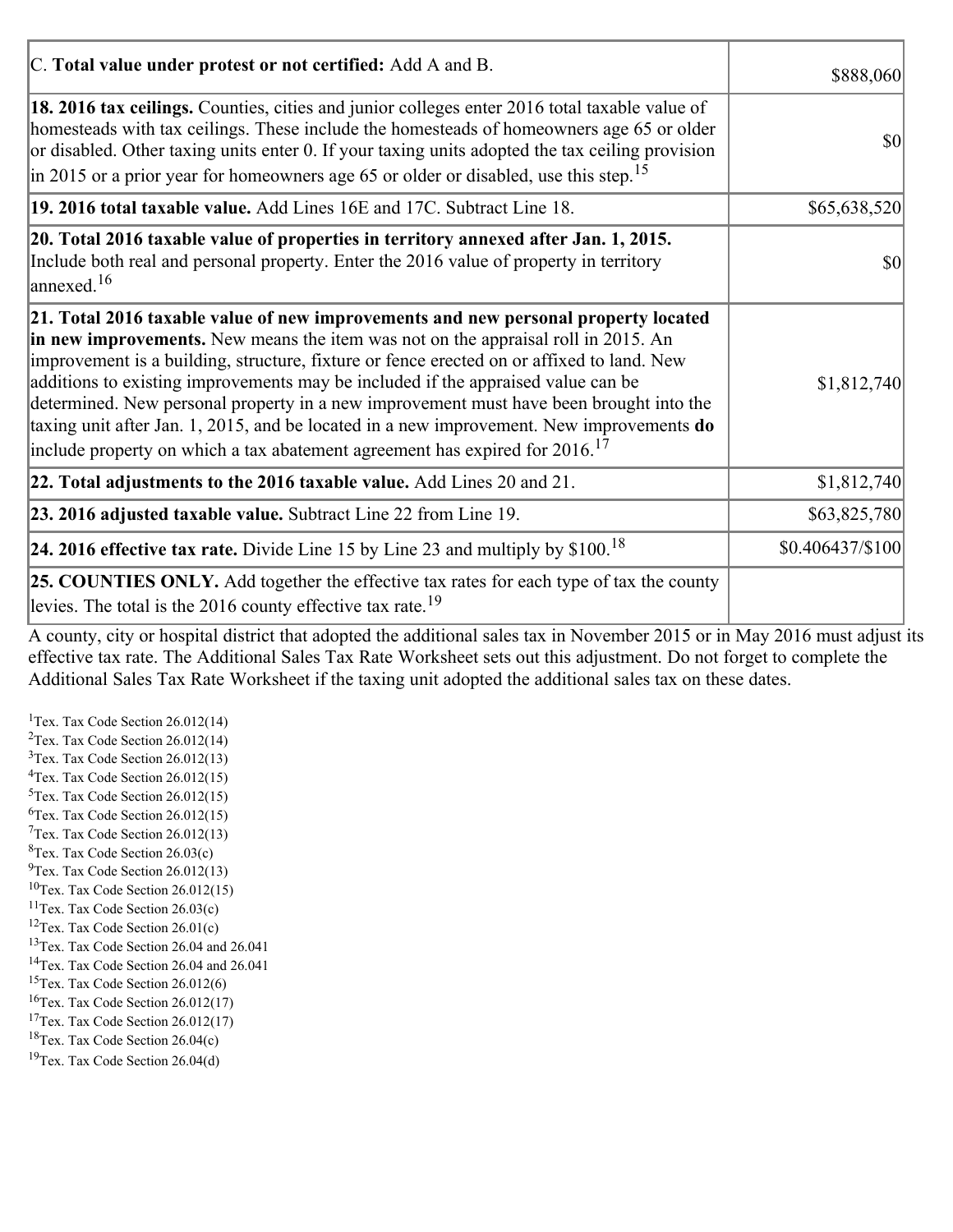| | |
|---|---|
| C. **Total value under protest or not certified:** Add A and B. | $888,060 |
| **18. 2016 tax ceilings.** Counties, cities and junior colleges enter 2016 total taxable value of homesteads with tax ceilings. These include the homesteads of homeowners age 65 or older or disabled. Other taxing units enter 0. If your taxing units adopted the tax ceiling provision in 2015 or a prior year for homeowners age 65 or older or disabled, use this step.[15] | $0 |
| **19. 2016 total taxable value.** Add Lines 16E and 17C. Subtract Line 18. | $65,638,520 |
| **20. Total 2016 taxable value of properties in territory annexed after Jan. 1, 2015.** Include both real and personal property. Enter the 2016 value of property in territory annexed.[16] | $0 |
| **21. Total 2016 taxable value of new improvements and new personal property located in new improvements.** New means the item was not on the appraisal roll in 2015. An improvement is a building, structure, fixture or fence erected on or affixed to land. New additions to existing improvements may be included if the appraised value can be determined. New personal property in a new improvement must have been brought into the taxing unit after Jan. 1, 2015, and be located in a new improvement. New improvements **do** include property on which a tax abatement agreement has expired for 2016.[17] | $1,812,740 |
| **22. Total adjustments to the 2016 taxable value.** Add Lines 20 and 21. | $1,812,740 |
| **23. 2016 adjusted taxable value.** Subtract Line 22 from Line 19. | $63,825,780 |
| **24. 2016 effective tax rate.** Divide Line 15 by Line 23 and multiply by $100.[18] | $0.406437/$100 |
| **25. COUNTIES ONLY.** Add together the effective tax rates for each type of tax the county levies. The total is the 2016 county effective tax rate.[19] | |

A county, city or hospital district that adopted the additional sales tax in November 2015 or in May 2016 must adjust its effective tax rate. The Additional Sales Tax Rate Worksheet sets out this adjustment. Do not forget to complete the Additional Sales Tax Rate Worksheet if the taxing unit adopted the additional sales tax on these dates.

[1] Tex. Tax Code Section 26.012(14)
[2] Tex. Tax Code Section 26.012(14)
[3] Tex. Tax Code Section 26.012(13)
[4] Tex. Tax Code Section 26.012(15)
[5] Tex. Tax Code Section 26.012(15)
[6] Tex. Tax Code Section 26.012(15)
[7] Tex. Tax Code Section 26.012(13)
[8] Tex. Tax Code Section 26.03(c)
[9] Tex. Tax Code Section 26.012(13)
[10] Tex. Tax Code Section 26.012(15)
[11] Tex. Tax Code Section 26.03(c)
[12] Tex. Tax Code Section 26.01(c)
[13] Tex. Tax Code Section 26.04 and 26.041
[14] Tex. Tax Code Section 26.04 and 26.041
[15] Tex. Tax Code Section 26.012(6)
[16] Tex. Tax Code Section 26.012(17)
[17] Tex. Tax Code Section 26.012(17)
[18] Tex. Tax Code Section 26.04(c)
[19] Tex. Tax Code Section 26.04(d)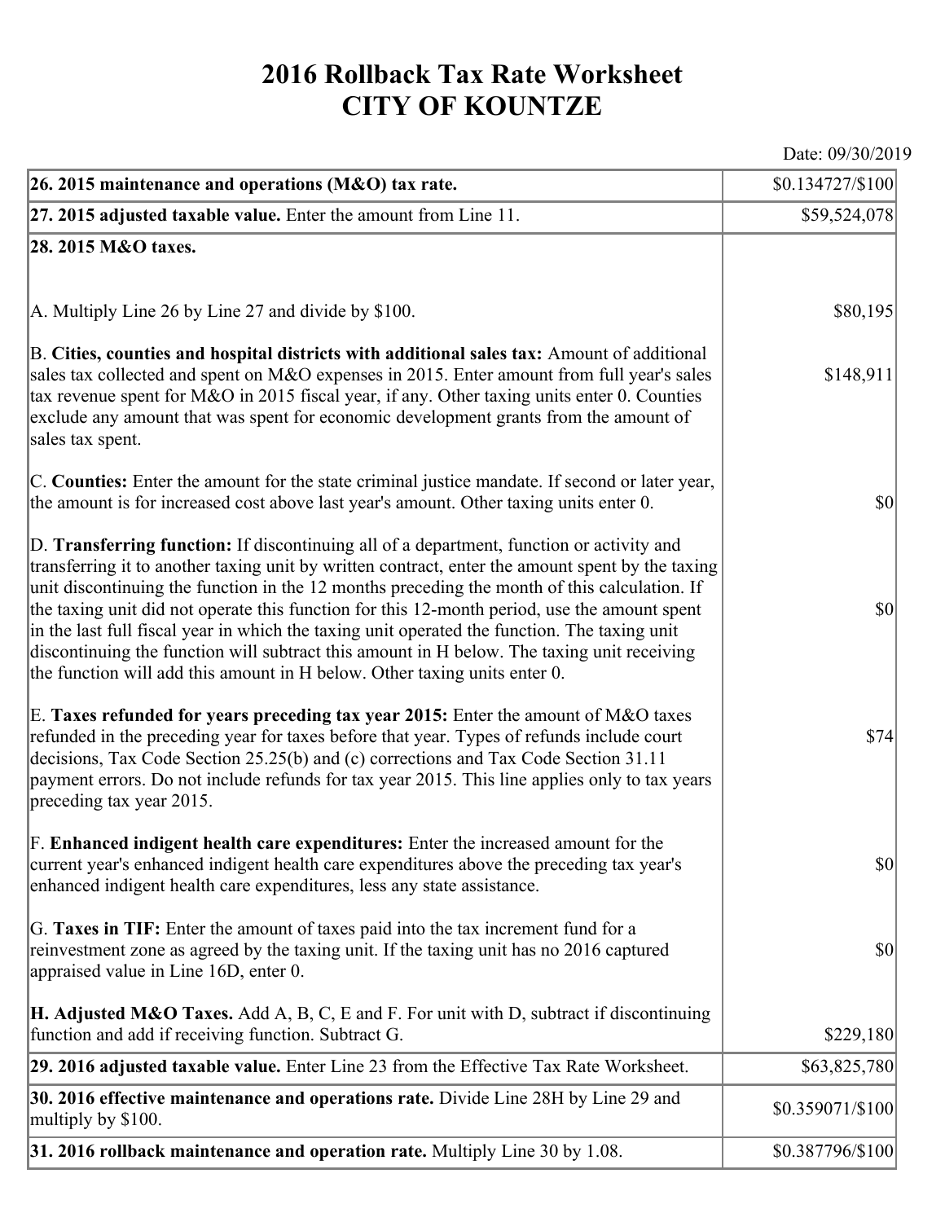# 2016 Rollback Tax Rate Worksheet
# CITY OF KOUNTZE

Date: 09/30/2019

| | |
|---|---|
| **26. 2015 maintenance and operations (M&O) tax rate.** | $0.134727/$100 |
| **27. 2015 adjusted taxable value.** Enter the amount from Line 11. | $59,524,078 |
| **28. 2015 M&O taxes.** | |
| A. Multiply Line 26 by Line 27 and divide by $100. | $80,195 |
| B. **Cities, counties and hospital districts with additional sales tax:** Amount of additional sales tax collected and spent on M&O expenses in 2015. Enter amount from full year's sales tax revenue spent for M&O in 2015 fiscal year, if any. Other taxing units enter 0. Counties exclude any amount that was spent for economic development grants from the amount of sales tax spent. | $148,911 |
| C. **Counties:** Enter the amount for the state criminal justice mandate. If second or later year, the amount is for increased cost above last year's amount. Other taxing units enter 0. | $0 |
| D. **Transferring function:** If discontinuing all of a department, function or activity and transferring it to another taxing unit by written contract, enter the amount spent by the taxing unit discontinuing the function in the 12 months preceding the month of this calculation. If the taxing unit did not operate this function for this 12-month period, use the amount spent in the last full fiscal year in which the taxing unit operated the function. The taxing unit discontinuing the function will subtract this amount in H below. The taxing unit receiving the function will add this amount in H below. Other taxing units enter 0. | $0 |
| E. **Taxes refunded for years preceding tax year 2015:** Enter the amount of M&O taxes refunded in the preceding year for taxes before that year. Types of refunds include court decisions, Tax Code Section 25.25(b) and (c) corrections and Tax Code Section 31.11 payment errors. Do not include refunds for tax year 2015. This line applies only to tax years preceding tax year 2015. | $74 |
| F. **Enhanced indigent health care expenditures:** Enter the increased amount for the current year's enhanced indigent health care expenditures above the preceding tax year's enhanced indigent health care expenditures, less any state assistance. | $0 |
| G. **Taxes in TIF:** Enter the amount of taxes paid into the tax increment fund for a reinvestment zone as agreed by the taxing unit. If the taxing unit has no 2016 captured appraised value in Line 16D, enter 0. | $0 |
| **H. Adjusted M&O Taxes.** Add A, B, C, E and F. For unit with D, subtract if discontinuing function and add if receiving function. Subtract G. | $229,180 |
| **29. 2016 adjusted taxable value.** Enter Line 23 from the Effective Tax Rate Worksheet. | $63,825,780 |
| **30. 2016 effective maintenance and operations rate.** Divide Line 28H by Line 29 and multiply by $100. | $0.359071/$100 |
| **31. 2016 rollback maintenance and operation rate.** Multiply Line 30 by 1.08. | $0.387796/$100 |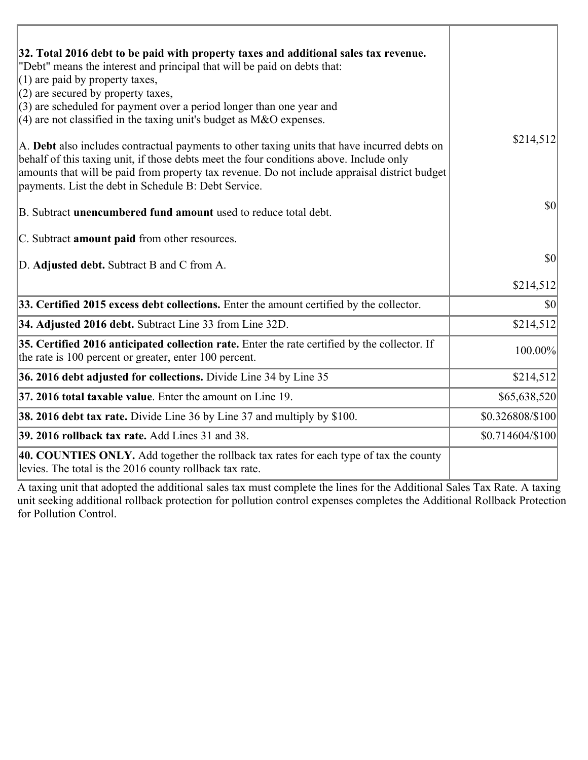| | |
|---|---|
| **32. Total 2016 debt to be paid with property taxes and additional sales tax revenue.**<br>"Debt" means the interest and principal that will be paid on debts that:<br>(1) are paid by property taxes,<br>(2) are secured by property taxes,<br>(3) are scheduled for payment over a period longer than one year and<br>(4) are not classified in the taxing unit's budget as M&O expenses.<br><br>A. **Debt** also includes contractual payments to other taxing units that have incurred debts on behalf of this taxing unit, if those debts meet the four conditions above. Include only amounts that will be paid from property tax revenue. Do not include appraisal district budget payments. List the debt in Schedule B: Debt Service.<br><br>B. Subtract **unencumbered fund amount** used to reduce total debt.<br><br>C. Subtract **amount paid** from other resources.<br><br>D. **Adjusted debt.** Subtract B and C from A. | $214,512<br><br>$0<br><br>$0<br><br>$214,512 |
| **33. Certified 2015 excess debt collections.** Enter the amount certified by the collector. | $0 |
| **34. Adjusted 2016 debt.** Subtract Line 33 from Line 32D. | $214,512 |
| **35. Certified 2016 anticipated collection rate.** Enter the rate certified by the collector. If the rate is 100 percent or greater, enter 100 percent. | 100.00% |
| **36. 2016 debt adjusted for collections.** Divide Line 34 by Line 35 | $214,512 |
| **37. 2016 total taxable value**. Enter the amount on Line 19. | $65,638,520 |
| **38. 2016 debt tax rate.** Divide Line 36 by Line 37 and multiply by $100. | $0.326808/$100 |
| **39. 2016 rollback tax rate.** Add Lines 31 and 38. | $0.714604/$100 |
| **40. COUNTIES ONLY.** Add together the rollback tax rates for each type of tax the county levies. The total is the 2016 county rollback tax rate. | |

A taxing unit that adopted the additional sales tax must complete the lines for the Additional Sales Tax Rate. A taxing unit seeking additional rollback protection for pollution control expenses completes the Additional Rollback Protection for Pollution Control.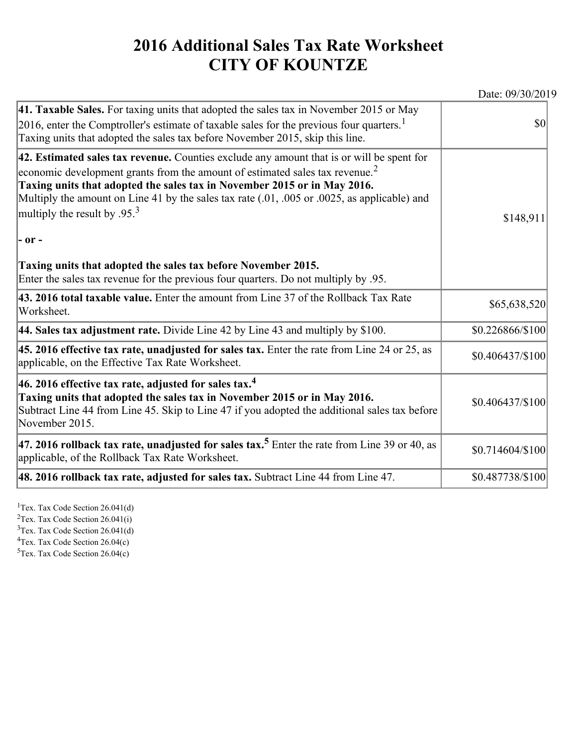# 2016 Additional Sales Tax Rate Worksheet
# CITY OF KOUNTZE

Date: 09/30/2019

| | |
|---|---|
| **41. Taxable Sales.** For taxing units that adopted the sales tax in November 2015 or May 2016, enter the Comptroller's estimate of taxable sales for the previous four quarters.[1] Taxing units that adopted the sales tax before November 2015, skip this line. | $0 |
| **42. Estimated sales tax revenue.** Counties exclude any amount that is or will be spent for economic development grants from the amount of estimated sales tax revenue.[2] **Taxing units that adopted the sales tax in November 2015 or in May 2016.** Multiply the amount on Line 41 by the sales tax rate (.01, .005 or .0025, as applicable) and multiply the result by .95.[3] **- or -** **Taxing units that adopted the sales tax before November 2015.** Enter the sales tax revenue for the previous four quarters. Do not multiply by .95. | $148,911 |
| **43. 2016 total taxable value.** Enter the amount from Line 37 of the Rollback Tax Rate Worksheet. | $65,638,520 |
| **44. Sales tax adjustment rate.** Divide Line 42 by Line 43 and multiply by $100. | $0.226866/$100 |
| **45. 2016 effective tax rate, unadjusted for sales tax.** Enter the rate from Line 24 or 25, as applicable, on the Effective Tax Rate Worksheet. | $0.406437/$100 |
| **46. 2016 effective tax rate, adjusted for sales tax.[4]** **Taxing units that adopted the sales tax in November 2015 or in May 2016.** Subtract Line 44 from Line 45. Skip to Line 47 if you adopted the additional sales tax before November 2015. | $0.406437/$100 |
| **47. 2016 rollback tax rate, unadjusted for sales tax.[5]** Enter the rate from Line 39 or 40, as applicable, of the Rollback Tax Rate Worksheet. | $0.714604/$100 |
| **48. 2016 rollback tax rate, adjusted for sales tax.** Subtract Line 44 from Line 47. | $0.487738/$100 |

[1]Tex. Tax Code Section 26.041(d)
[2]Tex. Tax Code Section 26.041(i)
[3]Tex. Tax Code Section 26.041(d)
[4]Tex. Tax Code Section 26.04(c)
[5]Tex. Tax Code Section 26.04(c)